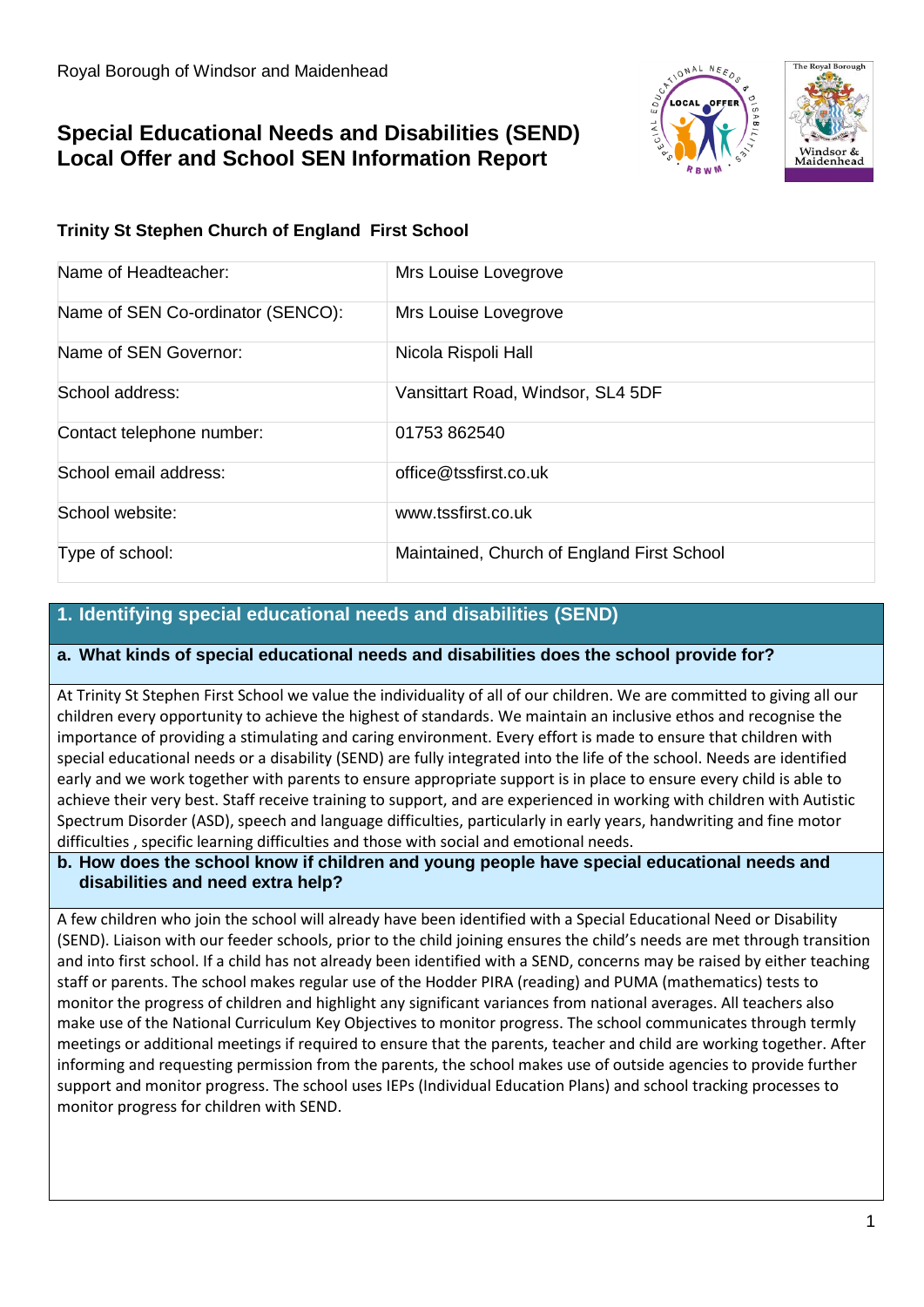Royal Borough of Windsor and Maidenhead

# Special Educational Needs and Disabilities (SEND) Local Offer and School SEN Information Report

**Trinity St Stephen Church of England First School**

| | |
|---|---|
| Name of Headteacher: | Mrs Louise Lovegrove |
| Name of SEN Co-ordinator (SENCO): | Mrs Louise Lovegrove |
| Name of SEN Governor: | Nicola Rispoli Hall |
| School address: | Vansittart Road, Windsor, SL4 5DF |
| Contact telephone number: | 01753 862540 |
| School email address: | office@tssfirst.co.uk |
| School website: | www.tssfirst.co.uk |
| Type of school: | Maintained, Church of England First School |

## 1. Identifying special educational needs and disabilities (SEND)

### a. What kinds of special educational needs and disabilities does the school provide for?

At Trinity St Stephen First School we value the individuality of all of our children. We are committed to giving all our children every opportunity to achieve the highest of standards. We maintain an inclusive ethos and recognise the importance of providing a stimulating and caring environment. Every effort is made to ensure that children with special educational needs or a disability (SEND) are fully integrated into the life of the school. Needs are identified early and we work together with parents to ensure appropriate support is in place to ensure every child is able to achieve their very best. Staff receive training to support, and are experienced in working with children with Autistic Spectrum Disorder (ASD), speech and language difficulties, particularly in early years, handwriting and fine motor difficulties , specific learning difficulties and those with social and emotional needs.

### b. How does the school know if children and young people have special educational needs and disabilities and need extra help?

A few children who join the school will already have been identified with a Special Educational Need or Disability (SEND). Liaison with our feeder schools, prior to the child joining ensures the child's needs are met through transition and into first school. If a child has not already been identified with a SEND, concerns may be raised by either teaching staff or parents. The school makes regular use of the Hodder PIRA (reading) and PUMA (mathematics) tests to monitor the progress of children and highlight any significant variances from national averages. All teachers also make use of the National Curriculum Key Objectives to monitor progress. The school communicates through termly meetings or additional meetings if required to ensure that the parents, teacher and child are working together. After informing and requesting permission from the parents, the school makes use of outside agencies to provide further support and monitor progress. The school uses IEPs (Individual Education Plans) and school tracking processes to monitor progress for children with SEND.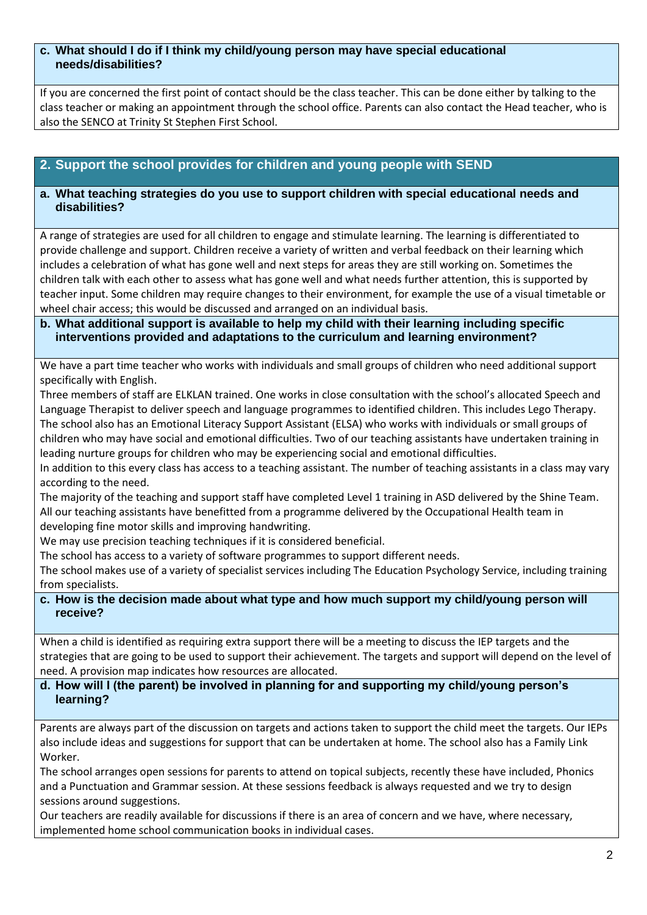### c. What should I do if I think my child/young person may have special educational needs/disabilities?

If you are concerned the first point of contact should be the class teacher. This can be done either by talking to the class teacher or making an appointment through the school office. Parents can also contact the Head teacher, who is also the SENCO at Trinity St Stephen First School.

## 2. Support the school provides for children and young people with SEND

### a. What teaching strategies do you use to support children with special educational needs and disabilities?

A range of strategies are used for all children to engage and stimulate learning. The learning is differentiated to provide challenge and support. Children receive a variety of written and verbal feedback on their learning which includes a celebration of what has gone well and next steps for areas they are still working on. Sometimes the children talk with each other to assess what has gone well and what needs further attention, this is supported by teacher input. Some children may require changes to their environment, for example the use of a visual timetable or wheel chair access; this would be discussed and arranged on an individual basis.

### b. What additional support is available to help my child with their learning including specific interventions provided and adaptations to the curriculum and learning environment?

We have a part time teacher who works with individuals and small groups of children who need additional support specifically with English.

Three members of staff are ELKLAN trained. One works in close consultation with the school's allocated Speech and Language Therapist to deliver speech and language programmes to identified children. This includes Lego Therapy.

The school also has an Emotional Literacy Support Assistant (ELSA) who works with individuals or small groups of children who may have social and emotional difficulties. Two of our teaching assistants have undertaken training in leading nurture groups for children who may be experiencing social and emotional difficulties.

In addition to this every class has access to a teaching assistant. The number of teaching assistants in a class may vary according to the need.

The majority of the teaching and support staff have completed Level 1 training in ASD delivered by the Shine Team.

All our teaching assistants have benefitted from a programme delivered by the Occupational Health team in developing fine motor skills and improving handwriting.

We may use precision teaching techniques if it is considered beneficial.

The school has access to a variety of software programmes to support different needs.

The school makes use of a variety of specialist services including The Education Psychology Service, including training from specialists.

### c. How is the decision made about what type and how much support my child/young person will receive?

When a child is identified as requiring extra support there will be a meeting to discuss the IEP targets and the strategies that are going to be used to support their achievement. The targets and support will depend on the level of need. A provision map indicates how resources are allocated.

### d. How will I (the parent) be involved in planning for and supporting my child/young person's learning?

Parents are always part of the discussion on targets and actions taken to support the child meet the targets. Our IEPs also include ideas and suggestions for support that can be undertaken at home. The school also has a Family Link Worker.

The school arranges open sessions for parents to attend on topical subjects, recently these have included, Phonics and a Punctuation and Grammar session. At these sessions feedback is always requested and we try to design sessions around suggestions.

Our teachers are readily available for discussions if there is an area of concern and we have, where necessary, implemented home school communication books in individual cases.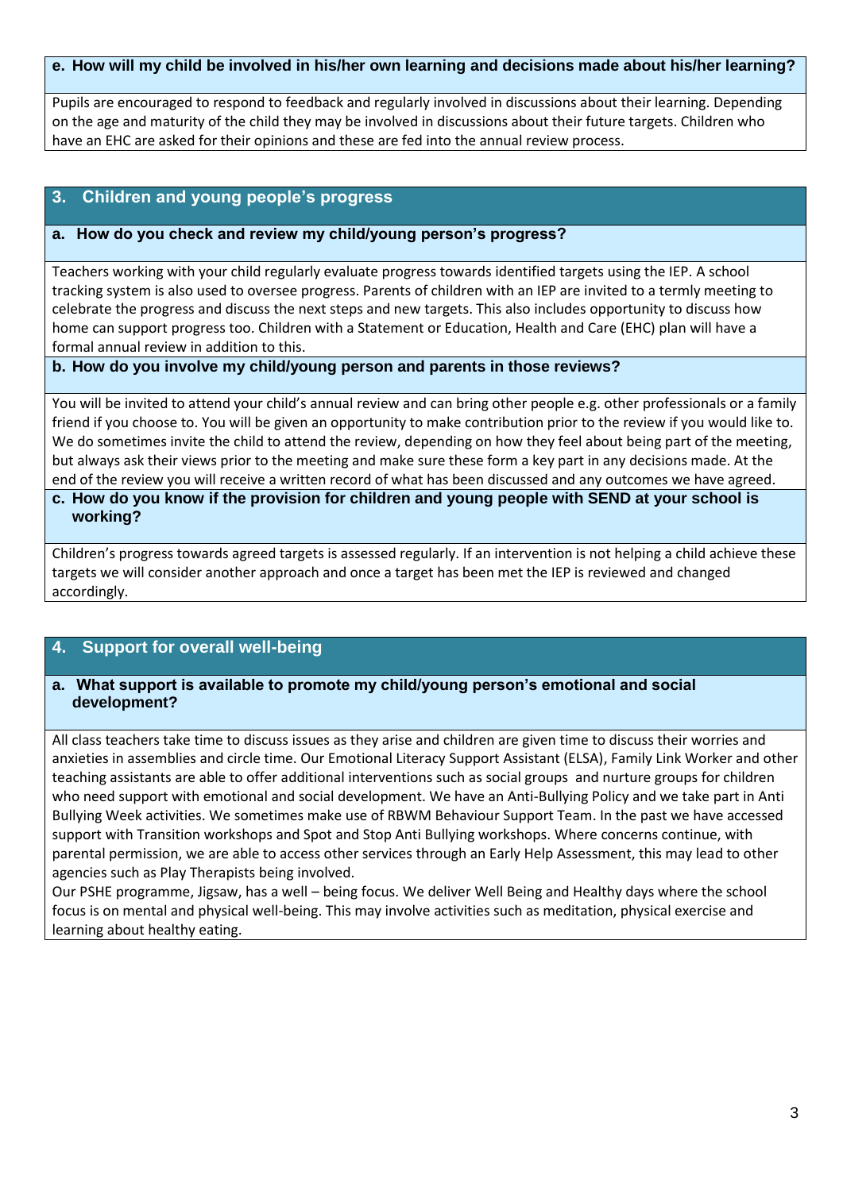**e. How will my child be involved in his/her own learning and decisions made about his/her learning?**

Pupils are encouraged to respond to feedback and regularly involved in discussions about their learning. Depending on the age and maturity of the child they may be involved in discussions about their future targets. Children who have an EHC are asked for their opinions and these are fed into the annual review process.

## 3. Children and young people's progress

**a. How do you check and review my child/young person's progress?**

Teachers working with your child regularly evaluate progress towards identified targets using the IEP. A school tracking system is also used to oversee progress. Parents of children with an IEP are invited to a termly meeting to celebrate the progress and discuss the next steps and new targets. This also includes opportunity to discuss how home can support progress too. Children with a Statement or Education, Health and Care (EHC) plan will have a formal annual review in addition to this.

**b. How do you involve my child/young person and parents in those reviews?**

You will be invited to attend your child's annual review and can bring other people e.g. other professionals or a family friend if you choose to. You will be given an opportunity to make contribution prior to the review if you would like to. We do sometimes invite the child to attend the review, depending on how they feel about being part of the meeting, but always ask their views prior to the meeting and make sure these form a key part in any decisions made. At the end of the review you will receive a written record of what has been discussed and any outcomes we have agreed.

**c. How do you know if the provision for children and young people with SEND at your school is working?**

Children's progress towards agreed targets is assessed regularly. If an intervention is not helping a child achieve these targets we will consider another approach and once a target has been met the IEP is reviewed and changed accordingly.

## 4. Support for overall well-being

**a. What support is available to promote my child/young person's emotional and social development?**

All class teachers take time to discuss issues as they arise and children are given time to discuss their worries and anxieties in assemblies and circle time. Our Emotional Literacy Support Assistant (ELSA), Family Link Worker and other teaching assistants are able to offer additional interventions such as social groups and nurture groups for children who need support with emotional and social development. We have an Anti-Bullying Policy and we take part in Anti Bullying Week activities. We sometimes make use of RBWM Behaviour Support Team. In the past we have accessed support with Transition workshops and Spot and Stop Anti Bullying workshops. Where concerns continue, with parental permission, we are able to access other services through an Early Help Assessment, this may lead to other agencies such as Play Therapists being involved.

Our PSHE programme, Jigsaw, has a well – being focus. We deliver Well Being and Healthy days where the school focus is on mental and physical well-being. This may involve activities such as meditation, physical exercise and learning about healthy eating.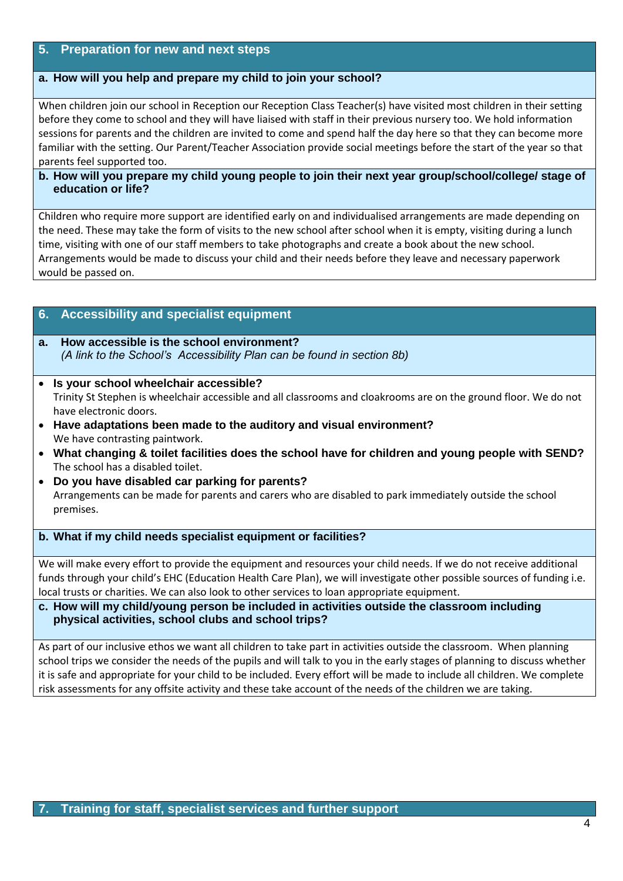## 5. Preparation for new and next steps

### a. How will you help and prepare my child to join your school?

When children join our school in Reception our Reception Class Teacher(s) have visited most children in their setting before they come to school and they will have liaised with staff in their previous nursery too. We hold information sessions for parents and the children are invited to come and spend half the day here so that they can become more familiar with the setting. Our Parent/Teacher Association provide social meetings before the start of the year so that parents feel supported too.

### b. How will you prepare my child young people to join their next year group/school/college/ stage of education or life?

Children who require more support are identified early on and individualised arrangements are made depending on the need. These may take the form of visits to the new school after school when it is empty, visiting during a lunch time, visiting with one of our staff members to take photographs and create a book about the new school. Arrangements would be made to discuss your child and their needs before they leave and necessary paperwork would be passed on.

## 6. Accessibility and specialist equipment

### a. How accessible is the school environment?

*(A link to the School's Accessibility Plan can be found in section 8b)*

- **Is your school wheelchair accessible?**
  Trinity St Stephen is wheelchair accessible and all classrooms and cloakrooms are on the ground floor. We do not have electronic doors.
- **Have adaptations been made to the auditory and visual environment?**
  We have contrasting paintwork.
- **What changing & toilet facilities does the school have for children and young people with SEND?**
  The school has a disabled toilet.
- **Do you have disabled car parking for parents?**
  Arrangements can be made for parents and carers who are disabled to park immediately outside the school premises.

### b. What if my child needs specialist equipment or facilities?

We will make every effort to provide the equipment and resources your child needs. If we do not receive additional funds through your child's EHC (Education Health Care Plan), we will investigate other possible sources of funding i.e. local trusts or charities. We can also look to other services to loan appropriate equipment.

### c. How will my child/young person be included in activities outside the classroom including physical activities, school clubs and school trips?

As part of our inclusive ethos we want all children to take part in activities outside the classroom. When planning school trips we consider the needs of the pupils and will talk to you in the early stages of planning to discuss whether it is safe and appropriate for your child to be included. Every effort will be made to include all children. We complete risk assessments for any offsite activity and these take account of the needs of the children we are taking.

## 7. Training for staff, specialist services and further support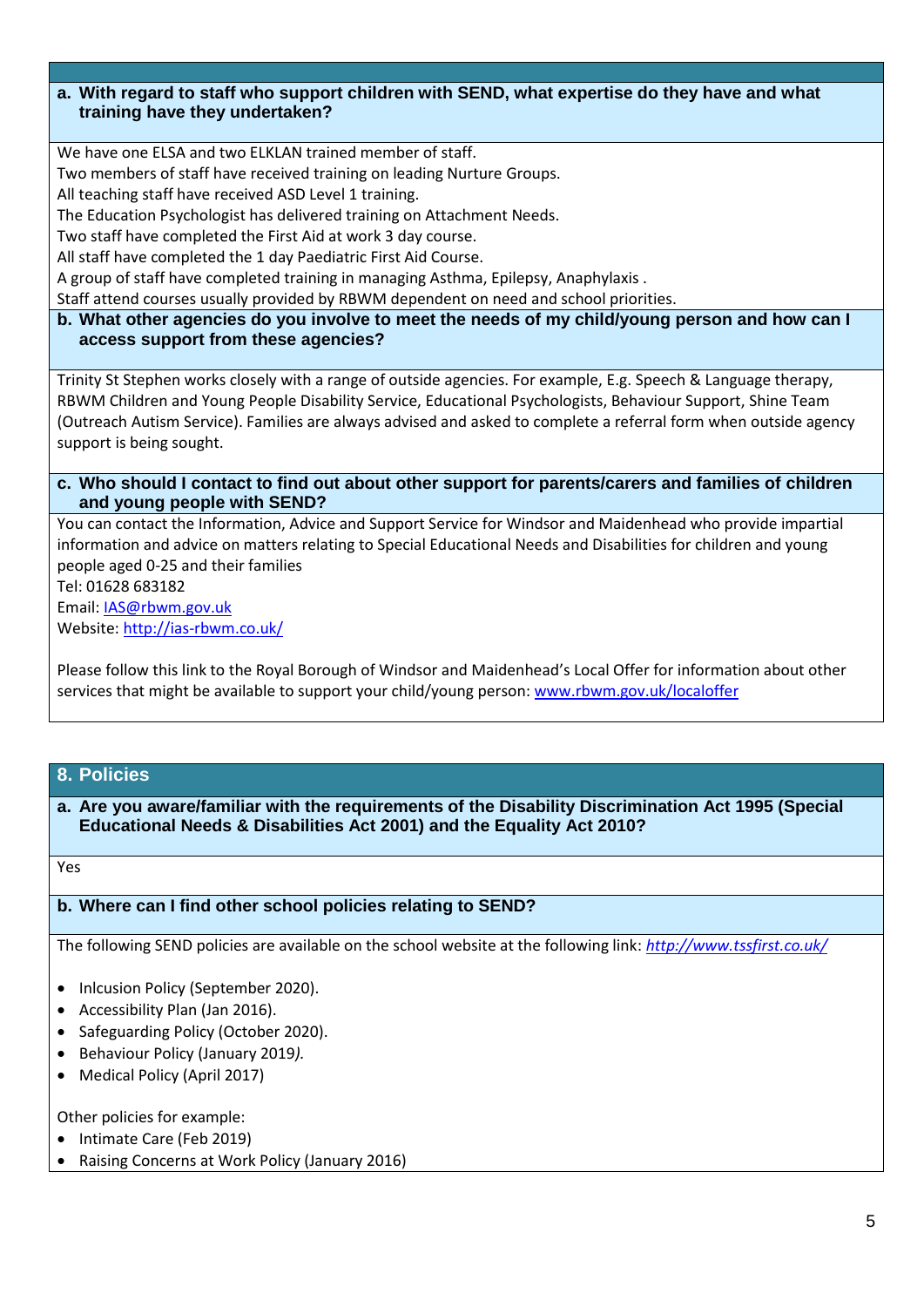**a. With regard to staff who support children with SEND, what expertise do they have and what training have they undertaken?**

We have one ELSA and two ELKLAN trained member of staff.
Two members of staff have received training on leading Nurture Groups.
All teaching staff have received ASD Level 1 training.
The Education Psychologist has delivered training on Attachment Needs.
Two staff have completed the First Aid at work 3 day course.
All staff have completed the 1 day Paediatric First Aid Course.
A group of staff have completed training in managing Asthma, Epilepsy, Anaphylaxis .
Staff attend courses usually provided by RBWM dependent on need and school priorities.

**b. What other agencies do you involve to meet the needs of my child/young person and how can I access support from these agencies?**

Trinity St Stephen works closely with a range of outside agencies. For example, E.g. Speech & Language therapy, RBWM Children and Young People Disability Service, Educational Psychologists, Behaviour Support, Shine Team (Outreach Autism Service). Families are always advised and asked to complete a referral form when outside agency support is being sought.

**c. Who should I contact to find out about other support for parents/carers and families of children and young people with SEND?**

You can contact the Information, Advice and Support Service for Windsor and Maidenhead who provide impartial information and advice on matters relating to Special Educational Needs and Disabilities for children and young people aged 0-25 and their families
Tel: 01628 683182
Email: IAS@rbwm.gov.uk
Website: http://ias-rbwm.co.uk/

Please follow this link to the Royal Borough of Windsor and Maidenhead's Local Offer for information about other services that might be available to support your child/young person: www.rbwm.gov.uk/localoffer

## 8. Policies

**a. Are you aware/familiar with the requirements of the Disability Discrimination Act 1995 (Special Educational Needs & Disabilities Act 2001) and the Equality Act 2010?**

Yes

**b. Where can I find other school policies relating to SEND?**

The following SEND policies are available on the school website at the following link: *http://www.tssfirst.co.uk/*

- Inlcusion Policy (September 2020).
- Accessibility Plan (Jan 2016).
- Safeguarding Policy (October 2020).
- Behaviour Policy (January 2019*).*
- Medical Policy (April 2017)

Other policies for example:

- Intimate Care (Feb 2019)
- Raising Concerns at Work Policy (January 2016)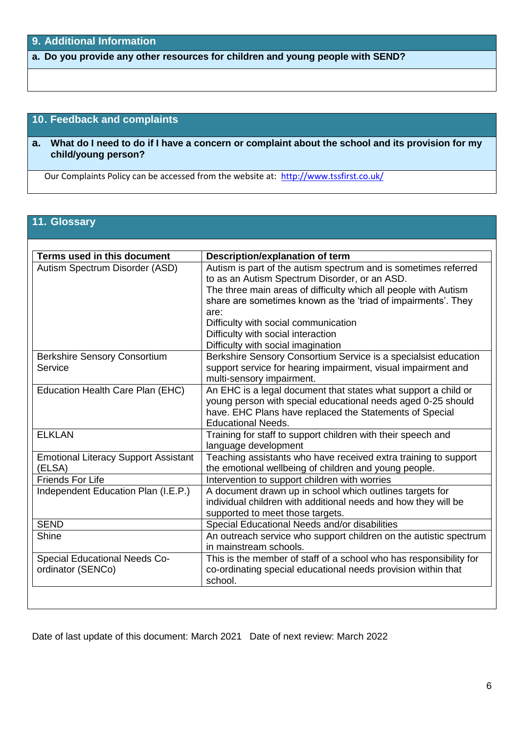## 9. Additional Information

**a. Do you provide any other resources for children and young people with SEND?**

## 10. Feedback and complaints

**a. What do I need to do if I have a concern or complaint about the school and its provision for my child/young person?**

Our Complaints Policy can be accessed from the website at: http://www.tssfirst.co.uk/

## 11. Glossary

| Terms used in this document | Description/explanation of term |
|---|---|
| Autism Spectrum Disorder (ASD) | Autism is part of the autism spectrum and is sometimes referred to as an Autism Spectrum Disorder, or an ASD. The three main areas of difficulty which all people with Autism share are sometimes known as the 'triad of impairments'. They are: Difficulty with social communication Difficulty with social interaction Difficulty with social imagination |
| Berkshire Sensory Consortium Service | Berkshire Sensory Consortium Service is a specialsist education support service for hearing impairment, visual impairment and multi-sensory impairment. |
| Education Health Care Plan (EHC) | An EHC is a legal document that states what support a child or young person with special educational needs aged 0-25 should have. EHC Plans have replaced the Statements of Special Educational Needs. |
| ELKLAN | Training for staff to support children with their speech and language development |
| Emotional Literacy Support Assistant (ELSA) | Teaching assistants who have received extra training to support the emotional wellbeing of children and young people. |
| Friends For Life | Intervention to support children with worries |
| Independent Education Plan (I.E.P.) | A document drawn up in school which outlines targets for individual children with additional needs and how they will be supported to meet those targets. |
| SEND | Special Educational Needs and/or disabilities |
| Shine | An outreach service who support children on the autistic spectrum in mainstream schools. |
| Special Educational Needs Co-ordinator (SENCo) | This is the member of staff of a school who has responsibility for co-ordinating special educational needs provision within that school. |

Date of last update of this document: March 2021   Date of next review: March 2022